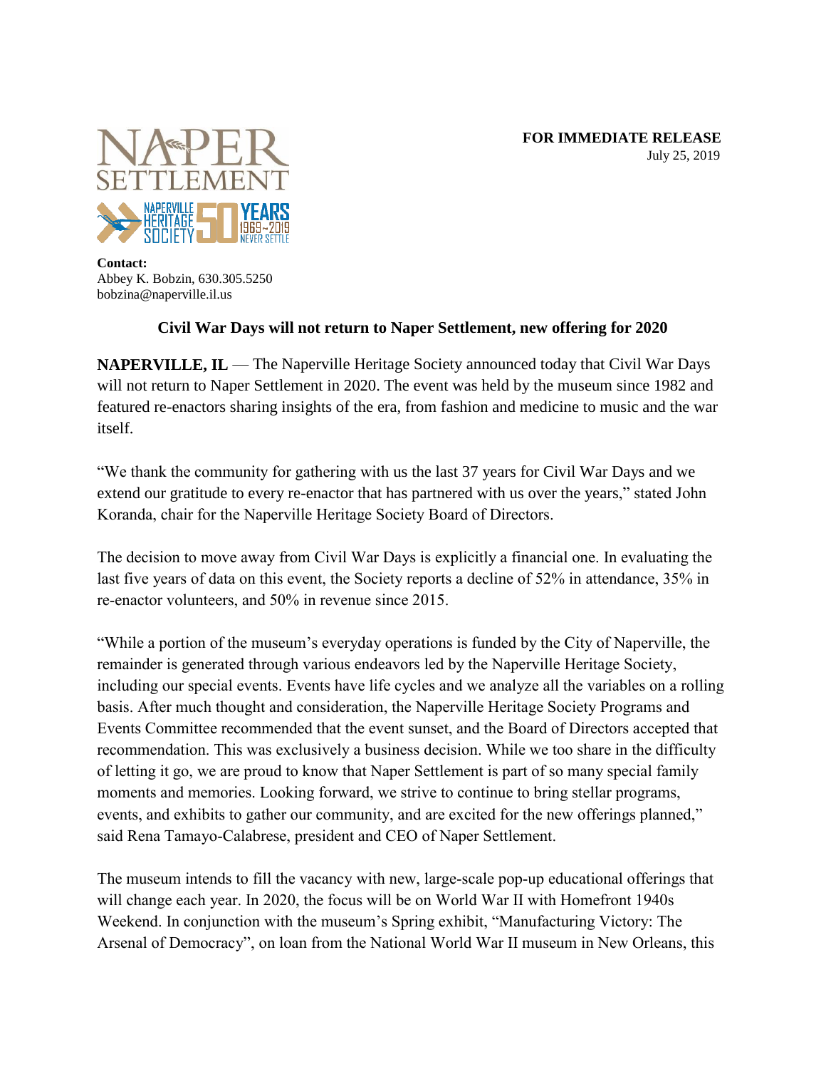NAPER SETTLEMENT

NAPERVILLE HERITAGE SOCIETY 50 YEARS 1969~2019 NEVER SETTLE

**FOR IMMEDIATE RELEASE**
July 25, 2019

**Contact:**
Abbey K. Bobzin, 630.305.5250
bobzina@naperville.il.us

## Civil War Days will not return to Naper Settlement, new offering for 2020

**NAPERVILLE, IL** — The Naperville Heritage Society announced today that Civil War Days will not return to Naper Settlement in 2020. The event was held by the museum since 1982 and featured re-enactors sharing insights of the era, from fashion and medicine to music and the war itself.

"We thank the community for gathering with us the last 37 years for Civil War Days and we extend our gratitude to every re-enactor that has partnered with us over the years," stated John Koranda, chair for the Naperville Heritage Society Board of Directors.

The decision to move away from Civil War Days is explicitly a financial one. In evaluating the last five years of data on this event, the Society reports a decline of 52% in attendance, 35% in re-enactor volunteers, and 50% in revenue since 2015.

"While a portion of the museum's everyday operations is funded by the City of Naperville, the remainder is generated through various endeavors led by the Naperville Heritage Society, including our special events. Events have life cycles and we analyze all the variables on a rolling basis. After much thought and consideration, the Naperville Heritage Society Programs and Events Committee recommended that the event sunset, and the Board of Directors accepted that recommendation. This was exclusively a business decision. While we too share in the difficulty of letting it go, we are proud to know that Naper Settlement is part of so many special family moments and memories. Looking forward, we strive to continue to bring stellar programs, events, and exhibits to gather our community, and are excited for the new offerings planned," said Rena Tamayo-Calabrese, president and CEO of Naper Settlement.

The museum intends to fill the vacancy with new, large-scale pop-up educational offerings that will change each year. In 2020, the focus will be on World War II with Homefront 1940s Weekend. In conjunction with the museum's Spring exhibit, "Manufacturing Victory: The Arsenal of Democracy", on loan from the National World War II museum in New Orleans, this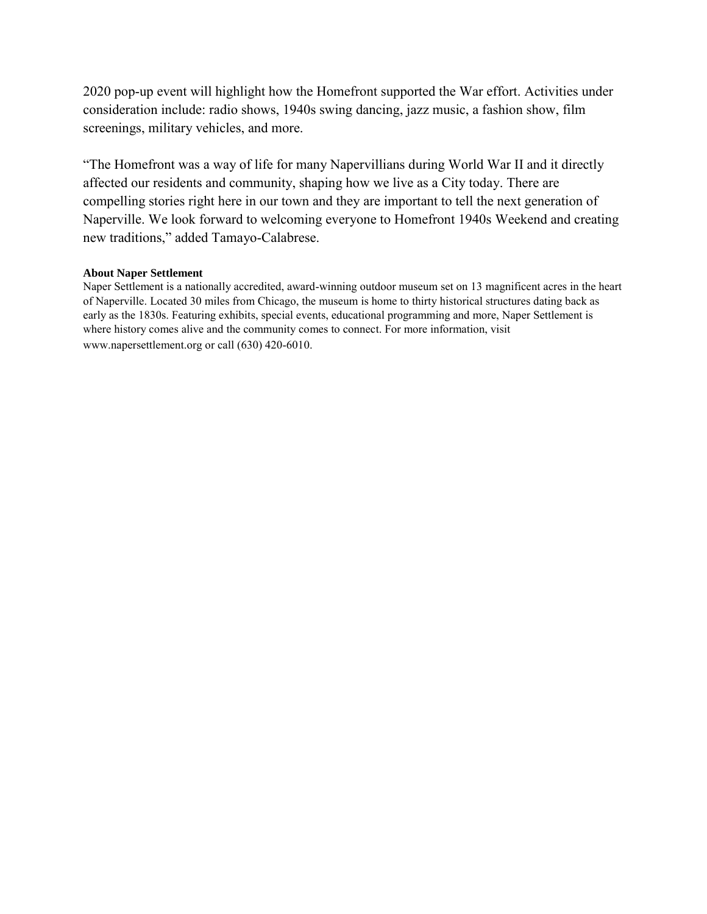2020 pop-up event will highlight how the Homefront supported the War effort. Activities under consideration include: radio shows, 1940s swing dancing, jazz music, a fashion show, film screenings, military vehicles, and more.

"The Homefront was a way of life for many Napervillians during World War II and it directly affected our residents and community, shaping how we live as a City today. There are compelling stories right here in our town and they are important to tell the next generation of Naperville. We look forward to welcoming everyone to Homefront 1940s Weekend and creating new traditions," added Tamayo-Calabrese.

**About Naper Settlement**

Naper Settlement is a nationally accredited, award-winning outdoor museum set on 13 magnificent acres in the heart of Naperville. Located 30 miles from Chicago, the museum is home to thirty historical structures dating back as early as the 1830s. Featuring exhibits, special events, educational programming and more, Naper Settlement is where history comes alive and the community comes to connect. For more information, visit www.napersettlement.org or call (630) 420-6010.